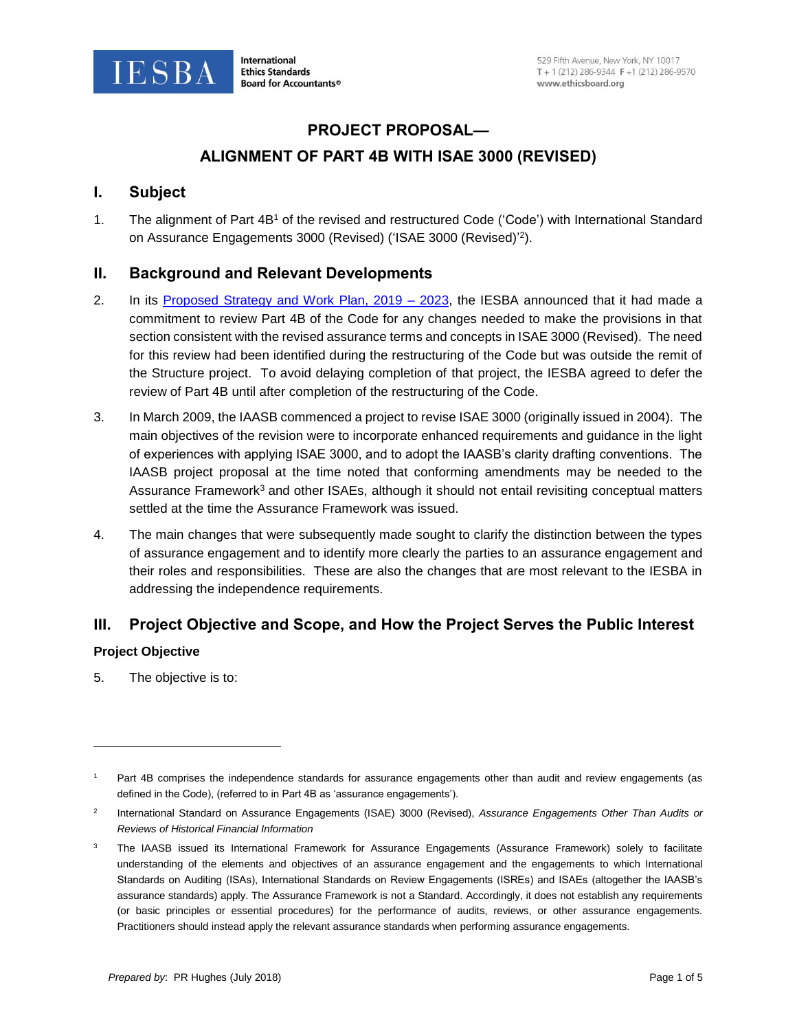# PROJECT PROPOSAL—
# ALIGNMENT OF PART 4B WITH ISAE 3000 (REVISED)

## I. Subject

1. The alignment of Part 4B[1] of the revised and restructured Code ('Code') with International Standard on Assurance Engagements 3000 (Revised) ('ISAE 3000 (Revised)'[2]).

## II. Background and Relevant Developments

2. In its Proposed Strategy and Work Plan, 2019 – 2023, the IESBA announced that it had made a commitment to review Part 4B of the Code for any changes needed to make the provisions in that section consistent with the revised assurance terms and concepts in ISAE 3000 (Revised). The need for this review had been identified during the restructuring of the Code but was outside the remit of the Structure project. To avoid delaying completion of that project, the IESBA agreed to defer the review of Part 4B until after completion of the restructuring of the Code.

3. In March 2009, the IAASB commenced a project to revise ISAE 3000 (originally issued in 2004). The main objectives of the revision were to incorporate enhanced requirements and guidance in the light of experiences with applying ISAE 3000, and to adopt the IAASB's clarity drafting conventions. The IAASB project proposal at the time noted that conforming amendments may be needed to the Assurance Framework[3] and other ISAEs, although it should not entail revisiting conceptual matters settled at the time the Assurance Framework was issued.

4. The main changes that were subsequently made sought to clarify the distinction between the types of assurance engagement and to identify more clearly the parties to an assurance engagement and their roles and responsibilities. These are also the changes that are most relevant to the IESBA in addressing the independence requirements.

## III. Project Objective and Scope, and How the Project Serves the Public Interest

### Project Objective

5. The objective is to:

---

[1] Part 4B comprises the independence standards for assurance engagements other than audit and review engagements (as defined in the Code), (referred to in Part 4B as 'assurance engagements').

[2] International Standard on Assurance Engagements (ISAE) 3000 (Revised), *Assurance Engagements Other Than Audits or Reviews of Historical Financial Information*

[3] The IAASB issued its International Framework for Assurance Engagements (Assurance Framework) solely to facilitate understanding of the elements and objectives of an assurance engagement and the engagements to which International Standards on Auditing (ISAs), International Standards on Review Engagements (ISREs) and ISAEs (altogether the IAASB's assurance standards) apply. The Assurance Framework is not a Standard. Accordingly, it does not establish any requirements (or basic principles or essential procedures) for the performance of audits, reviews, or other assurance engagements. Practitioners should instead apply the relevant assurance standards when performing assurance engagements.

*Prepared by*: PR Hughes (July 2018)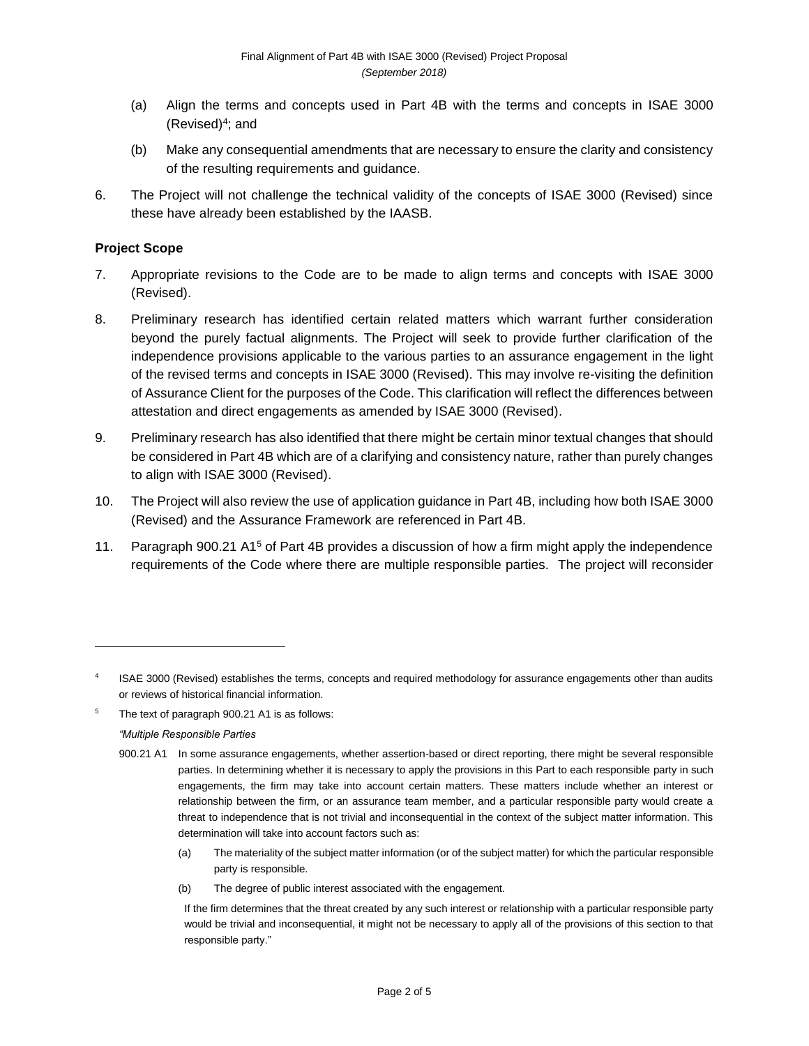(a) Align the terms and concepts used in Part 4B with the terms and concepts in ISAE 3000 (Revised)[4]; and

(b) Make any consequential amendments that are necessary to ensure the clarity and consistency of the resulting requirements and guidance.

6. The Project will not challenge the technical validity of the concepts of ISAE 3000 (Revised) since these have already been established by the IAASB.

**Project Scope**

7. Appropriate revisions to the Code are to be made to align terms and concepts with ISAE 3000 (Revised).

8. Preliminary research has identified certain related matters which warrant further consideration beyond the purely factual alignments. The Project will seek to provide further clarification of the independence provisions applicable to the various parties to an assurance engagement in the light of the revised terms and concepts in ISAE 3000 (Revised). This may involve re-visiting the definition of Assurance Client for the purposes of the Code. This clarification will reflect the differences between attestation and direct engagements as amended by ISAE 3000 (Revised).

9. Preliminary research has also identified that there might be certain minor textual changes that should be considered in Part 4B which are of a clarifying and consistency nature, rather than purely changes to align with ISAE 3000 (Revised).

10. The Project will also review the use of application guidance in Part 4B, including how both ISAE 3000 (Revised) and the Assurance Framework are referenced in Part 4B.

11. Paragraph 900.21 A1[5] of Part 4B provides a discussion of how a firm might apply the independence requirements of the Code where there are multiple responsible parties. The project will reconsider

---

[4] ISAE 3000 (Revised) establishes the terms, concepts and required methodology for assurance engagements other than audits or reviews of historical financial information.

[5] The text of paragraph 900.21 A1 is as follows:

*"Multiple Responsible Parties*

900.21 A1 In some assurance engagements, whether assertion-based or direct reporting, there might be several responsible parties. In determining whether it is necessary to apply the provisions in this Part to each responsible party in such engagements, the firm may take into account certain matters. These matters include whether an interest or relationship between the firm, or an assurance team member, and a particular responsible party would create a threat to independence that is not trivial and inconsequential in the context of the subject matter information. This determination will take into account factors such as:

(a) The materiality of the subject matter information (or of the subject matter) for which the particular responsible party is responsible.

(b) The degree of public interest associated with the engagement.

If the firm determines that the threat created by any such interest or relationship with a particular responsible party would be trivial and inconsequential, it might not be necessary to apply all of the provisions of this section to that responsible party."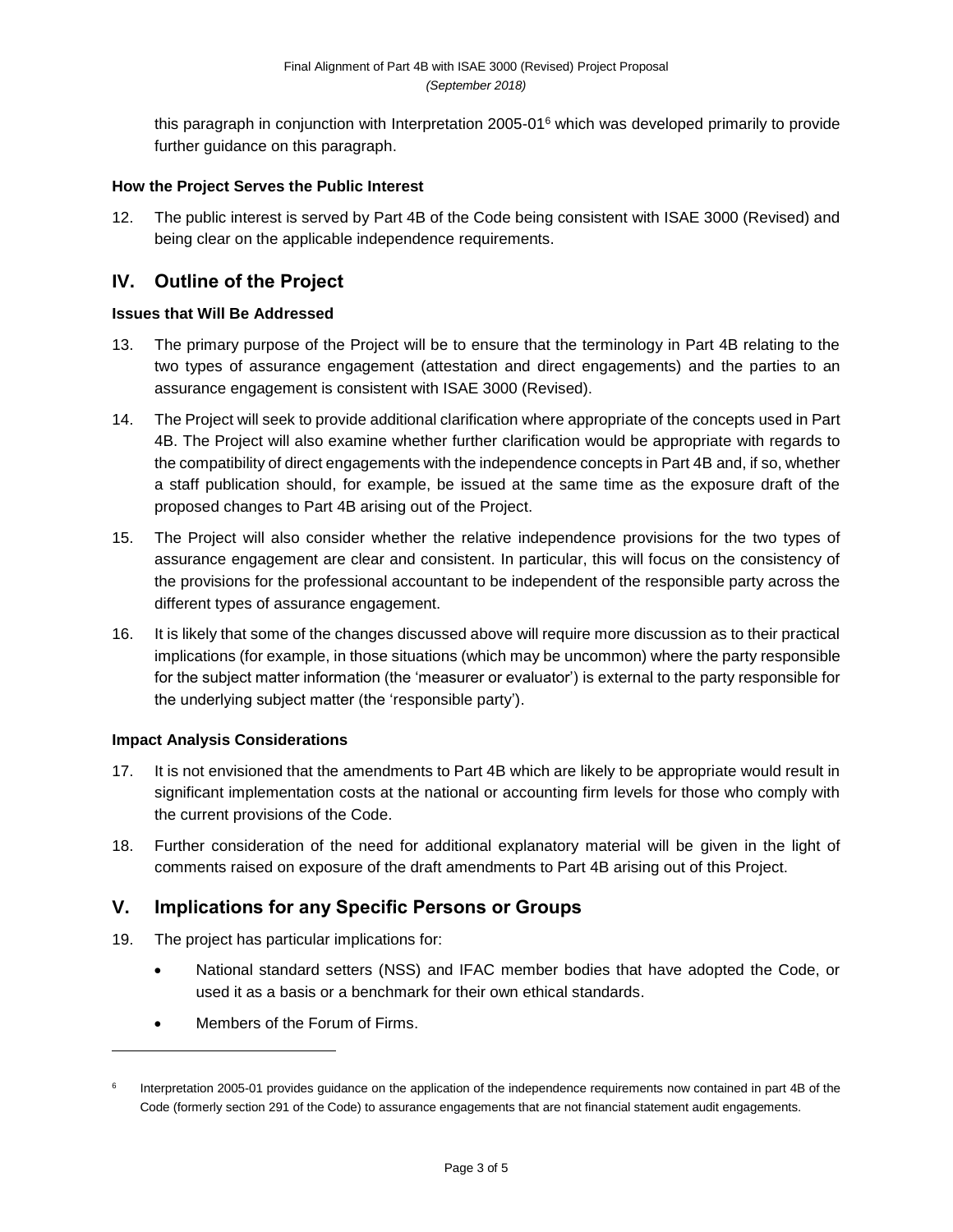this paragraph in conjunction with Interpretation 2005-01[6] which was developed primarily to provide further guidance on this paragraph.

**How the Project Serves the Public Interest**

12. The public interest is served by Part 4B of the Code being consistent with ISAE 3000 (Revised) and being clear on the applicable independence requirements.

## IV. Outline of the Project

**Issues that Will Be Addressed**

13. The primary purpose of the Project will be to ensure that the terminology in Part 4B relating to the two types of assurance engagement (attestation and direct engagements) and the parties to an assurance engagement is consistent with ISAE 3000 (Revised).

14. The Project will seek to provide additional clarification where appropriate of the concepts used in Part 4B. The Project will also examine whether further clarification would be appropriate with regards to the compatibility of direct engagements with the independence concepts in Part 4B and, if so, whether a staff publication should, for example, be issued at the same time as the exposure draft of the proposed changes to Part 4B arising out of the Project.

15. The Project will also consider whether the relative independence provisions for the two types of assurance engagement are clear and consistent. In particular, this will focus on the consistency of the provisions for the professional accountant to be independent of the responsible party across the different types of assurance engagement.

16. It is likely that some of the changes discussed above will require more discussion as to their practical implications (for example, in those situations (which may be uncommon) where the party responsible for the subject matter information (the 'measurer or evaluator') is external to the party responsible for the underlying subject matter (the 'responsible party').

**Impact Analysis Considerations**

17. It is not envisioned that the amendments to Part 4B which are likely to be appropriate would result in significant implementation costs at the national or accounting firm levels for those who comply with the current provisions of the Code.

18. Further consideration of the need for additional explanatory material will be given in the light of comments raised on exposure of the draft amendments to Part 4B arising out of this Project.

## V. Implications for any Specific Persons or Groups

19. The project has particular implications for:

    - National standard setters (NSS) and IFAC member bodies that have adopted the Code, or used it as a basis or a benchmark for their own ethical standards.
    - Members of the Forum of Firms.

---

[6] Interpretation 2005-01 provides guidance on the application of the independence requirements now contained in part 4B of the Code (formerly section 291 of the Code) to assurance engagements that are not financial statement audit engagements.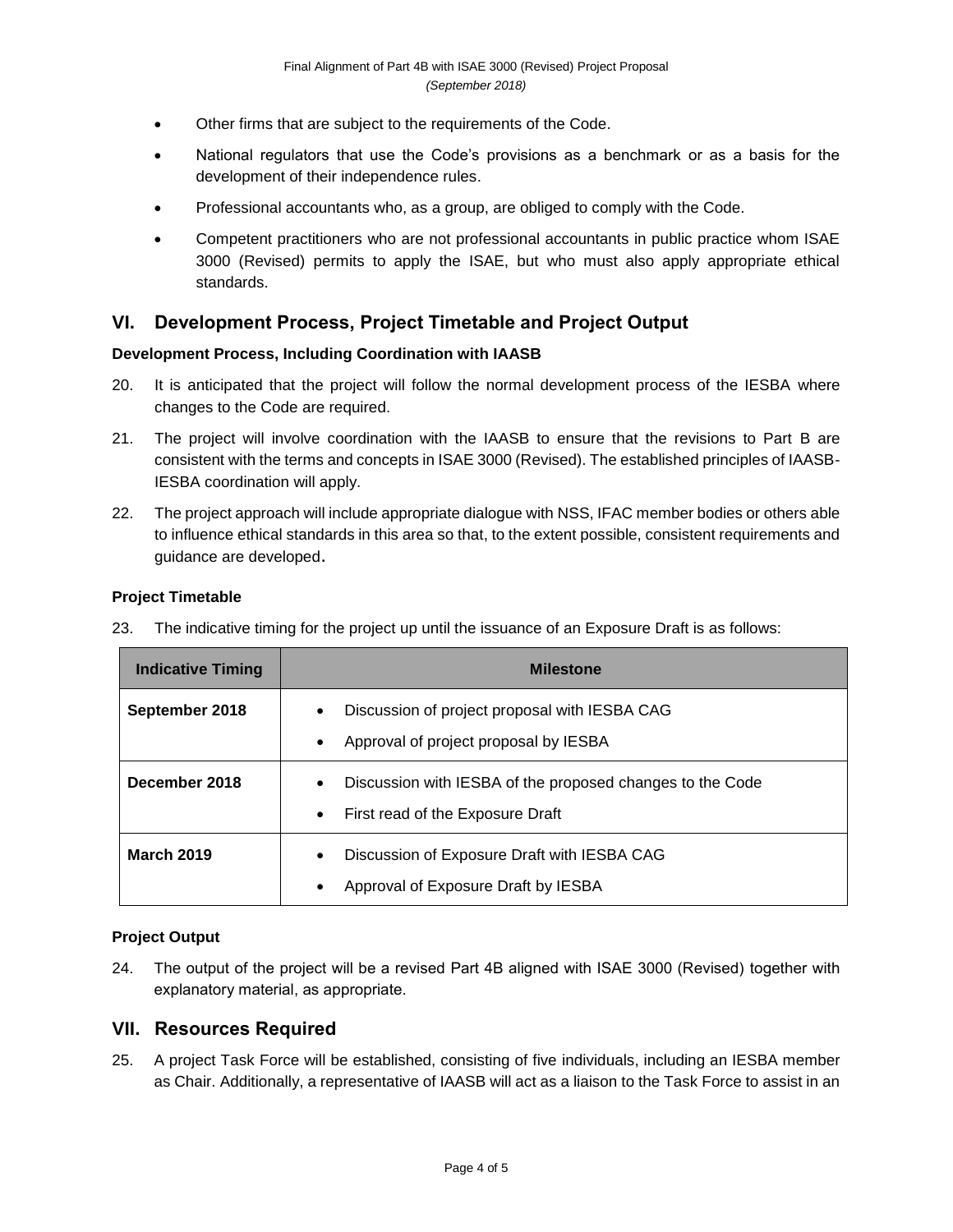- Other firms that are subject to the requirements of the Code.
- National regulators that use the Code's provisions as a benchmark or as a basis for the development of their independence rules.
- Professional accountants who, as a group, are obliged to comply with the Code.
- Competent practitioners who are not professional accountants in public practice whom ISAE 3000 (Revised) permits to apply the ISAE, but who must also apply appropriate ethical standards.

## VI. Development Process, Project Timetable and Project Output

### Development Process, Including Coordination with IAASB

20. It is anticipated that the project will follow the normal development process of the IESBA where changes to the Code are required.

21. The project will involve coordination with the IAASB to ensure that the revisions to Part B are consistent with the terms and concepts in ISAE 3000 (Revised). The established principles of IAASB-IESBA coordination will apply.

22. The project approach will include appropriate dialogue with NSS, IFAC member bodies or others able to influence ethical standards in this area so that, to the extent possible, consistent requirements and guidance are developed.

### Project Timetable

23. The indicative timing for the project up until the issuance of an Exposure Draft is as follows:

| Indicative Timing | Milestone |
| --- | --- |
| **September 2018** | • Discussion of project proposal with IESBA CAG<br>• Approval of project proposal by IESBA |
| **December 2018** | • Discussion with IESBA of the proposed changes to the Code<br>• First read of the Exposure Draft |
| **March 2019** | • Discussion of Exposure Draft with IESBA CAG<br>• Approval of Exposure Draft by IESBA |

### Project Output

24. The output of the project will be a revised Part 4B aligned with ISAE 3000 (Revised) together with explanatory material, as appropriate.

## VII. Resources Required

25. A project Task Force will be established, consisting of five individuals, including an IESBA member as Chair. Additionally, a representative of IAASB will act as a liaison to the Task Force to assist in an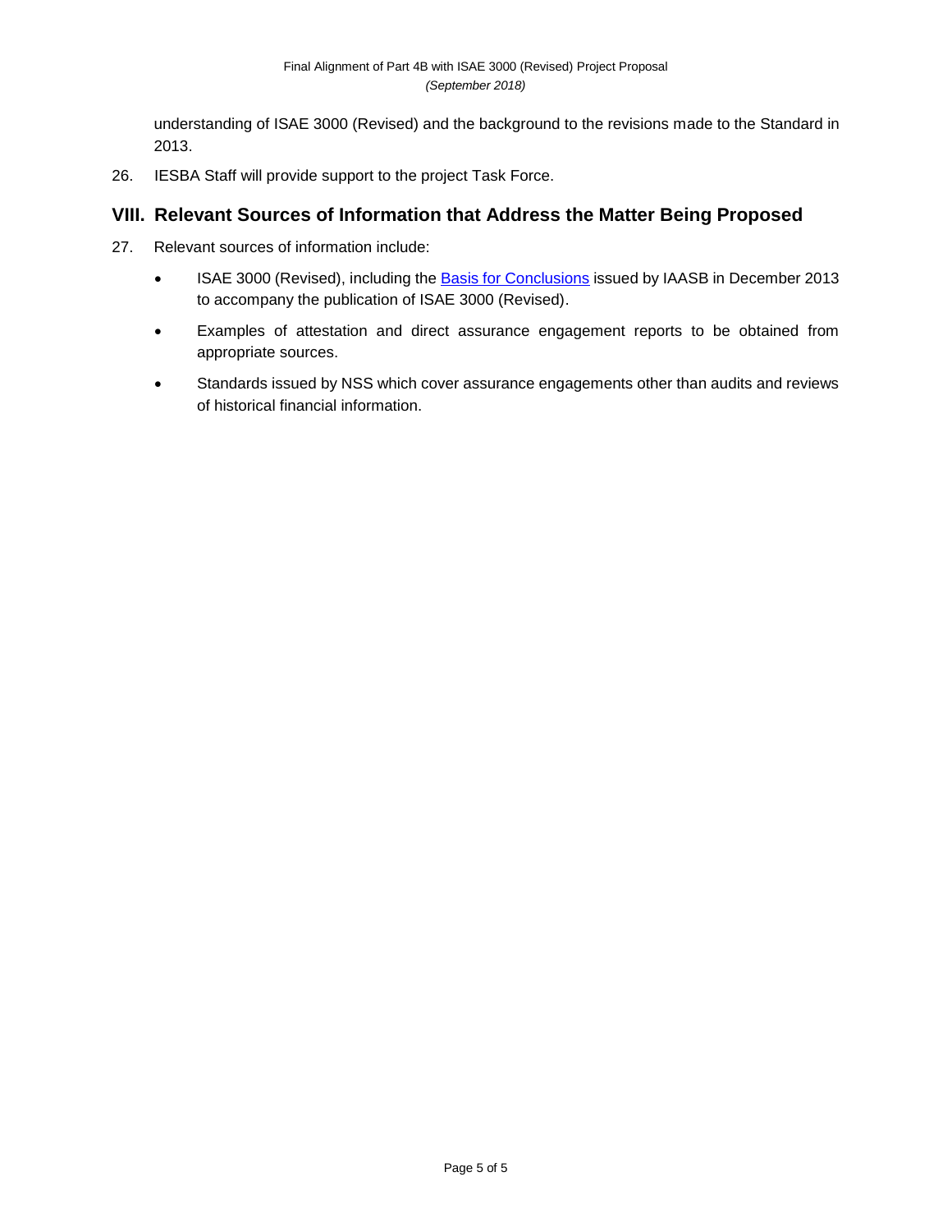understanding of ISAE 3000 (Revised) and the background to the revisions made to the Standard in 2013.

26. IESBA Staff will provide support to the project Task Force.

## VIII. Relevant Sources of Information that Address the Matter Being Proposed

27. Relevant sources of information include:

    - ISAE 3000 (Revised), including the Basis for Conclusions issued by IAASB in December 2013 to accompany the publication of ISAE 3000 (Revised).
    - Examples of attestation and direct assurance engagement reports to be obtained from appropriate sources.
    - Standards issued by NSS which cover assurance engagements other than audits and reviews of historical financial information.